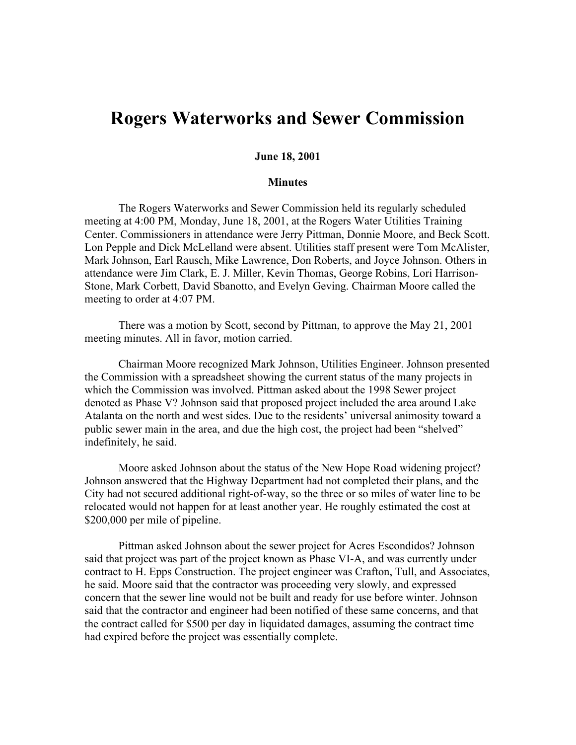# Rogers Waterworks and Sewer Commission

**June 18, 2001**

**Minutes**

The Rogers Waterworks and Sewer Commission held its regularly scheduled meeting at 4:00 PM, Monday, June 18, 2001, at the Rogers Water Utilities Training Center. Commissioners in attendance were Jerry Pittman, Donnie Moore, and Beck Scott. Lon Pepple and Dick McLelland were absent. Utilities staff present were Tom McAlister, Mark Johnson, Earl Rausch, Mike Lawrence, Don Roberts, and Joyce Johnson. Others in attendance were Jim Clark, E. J. Miller, Kevin Thomas, George Robins, Lori Harrison-Stone, Mark Corbett, David Sbanotto, and Evelyn Geving. Chairman Moore called the meeting to order at 4:07 PM.

There was a motion by Scott, second by Pittman, to approve the May 21, 2001 meeting minutes. All in favor, motion carried.

Chairman Moore recognized Mark Johnson, Utilities Engineer. Johnson presented the Commission with a spreadsheet showing the current status of the many projects in which the Commission was involved. Pittman asked about the 1998 Sewer project denoted as Phase V? Johnson said that proposed project included the area around Lake Atalanta on the north and west sides. Due to the residents' universal animosity toward a public sewer main in the area, and due the high cost, the project had been "shelved" indefinitely, he said.

Moore asked Johnson about the status of the New Hope Road widening project? Johnson answered that the Highway Department had not completed their plans, and the City had not secured additional right-of-way, so the three or so miles of water line to be relocated would not happen for at least another year. He roughly estimated the cost at $200,000 per mile of pipeline.

Pittman asked Johnson about the sewer project for Acres Escondidos? Johnson said that project was part of the project known as Phase VI-A, and was currently under contract to H. Epps Construction. The project engineer was Crafton, Tull, and Associates, he said. Moore said that the contractor was proceeding very slowly, and expressed concern that the sewer line would not be built and ready for use before winter. Johnson said that the contractor and engineer had been notified of these same concerns, and that the contract called for $500 per day in liquidated damages, assuming the contract time had expired before the project was essentially complete.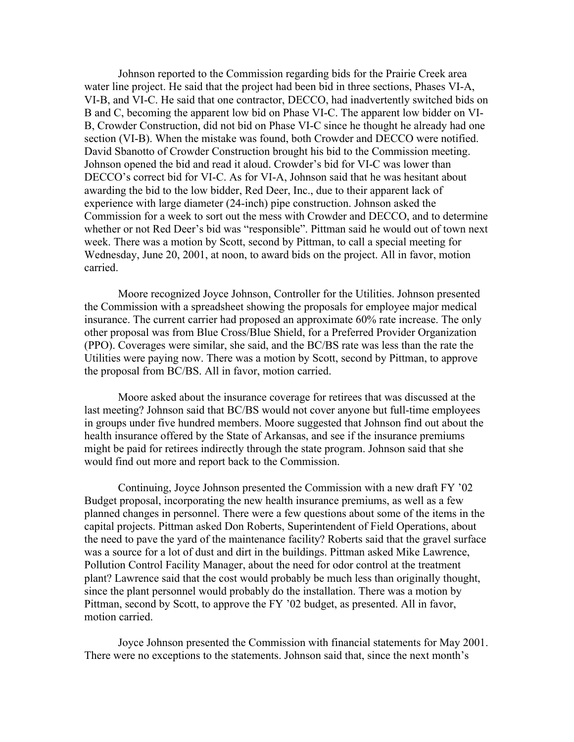Johnson reported to the Commission regarding bids for the Prairie Creek area water line project. He said that the project had been bid in three sections, Phases VI-A, VI-B, and VI-C. He said that one contractor, DECCO, had inadvertently switched bids on B and C, becoming the apparent low bid on Phase VI-C. The apparent low bidder on VI-B, Crowder Construction, did not bid on Phase VI-C since he thought he already had one section (VI-B). When the mistake was found, both Crowder and DECCO were notified. David Sbanotto of Crowder Construction brought his bid to the Commission meeting. Johnson opened the bid and read it aloud. Crowder's bid for VI-C was lower than DECCO's correct bid for VI-C. As for VI-A, Johnson said that he was hesitant about awarding the bid to the low bidder, Red Deer, Inc., due to their apparent lack of experience with large diameter (24-inch) pipe construction. Johnson asked the Commission for a week to sort out the mess with Crowder and DECCO, and to determine whether or not Red Deer's bid was "responsible". Pittman said he would out of town next week. There was a motion by Scott, second by Pittman, to call a special meeting for Wednesday, June 20, 2001, at noon, to award bids on the project. All in favor, motion carried.

Moore recognized Joyce Johnson, Controller for the Utilities. Johnson presented the Commission with a spreadsheet showing the proposals for employee major medical insurance. The current carrier had proposed an approximate 60% rate increase. The only other proposal was from Blue Cross/Blue Shield, for a Preferred Provider Organization (PPO). Coverages were similar, she said, and the BC/BS rate was less than the rate the Utilities were paying now. There was a motion by Scott, second by Pittman, to approve the proposal from BC/BS. All in favor, motion carried.

Moore asked about the insurance coverage for retirees that was discussed at the last meeting? Johnson said that BC/BS would not cover anyone but full-time employees in groups under five hundred members. Moore suggested that Johnson find out about the health insurance offered by the State of Arkansas, and see if the insurance premiums might be paid for retirees indirectly through the state program. Johnson said that she would find out more and report back to the Commission.

Continuing, Joyce Johnson presented the Commission with a new draft FY '02 Budget proposal, incorporating the new health insurance premiums, as well as a few planned changes in personnel. There were a few questions about some of the items in the capital projects. Pittman asked Don Roberts, Superintendent of Field Operations, about the need to pave the yard of the maintenance facility? Roberts said that the gravel surface was a source for a lot of dust and dirt in the buildings. Pittman asked Mike Lawrence, Pollution Control Facility Manager, about the need for odor control at the treatment plant? Lawrence said that the cost would probably be much less than originally thought, since the plant personnel would probably do the installation. There was a motion by Pittman, second by Scott, to approve the FY '02 budget, as presented. All in favor, motion carried.

Joyce Johnson presented the Commission with financial statements for May 2001. There were no exceptions to the statements. Johnson said that, since the next month's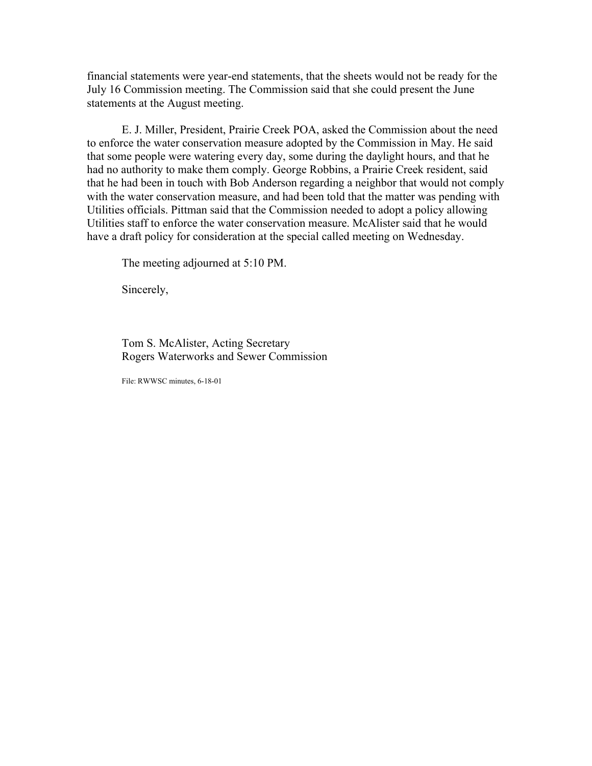financial statements were year-end statements, that the sheets would not be ready for the July 16 Commission meeting. The Commission said that she could present the June statements at the August meeting.

E. J. Miller, President, Prairie Creek POA, asked the Commission about the need to enforce the water conservation measure adopted by the Commission in May. He said that some people were watering every day, some during the daylight hours, and that he had no authority to make them comply. George Robbins, a Prairie Creek resident, said that he had been in touch with Bob Anderson regarding a neighbor that would not comply with the water conservation measure, and had been told that the matter was pending with Utilities officials. Pittman said that the Commission needed to adopt a policy allowing Utilities staff to enforce the water conservation measure. McAlister said that he would have a draft policy for consideration at the special called meeting on Wednesday.

The meeting adjourned at 5:10 PM.

Sincerely,

Tom S. McAlister, Acting Secretary
Rogers Waterworks and Sewer Commission

File: RWWSC minutes, 6-18-01